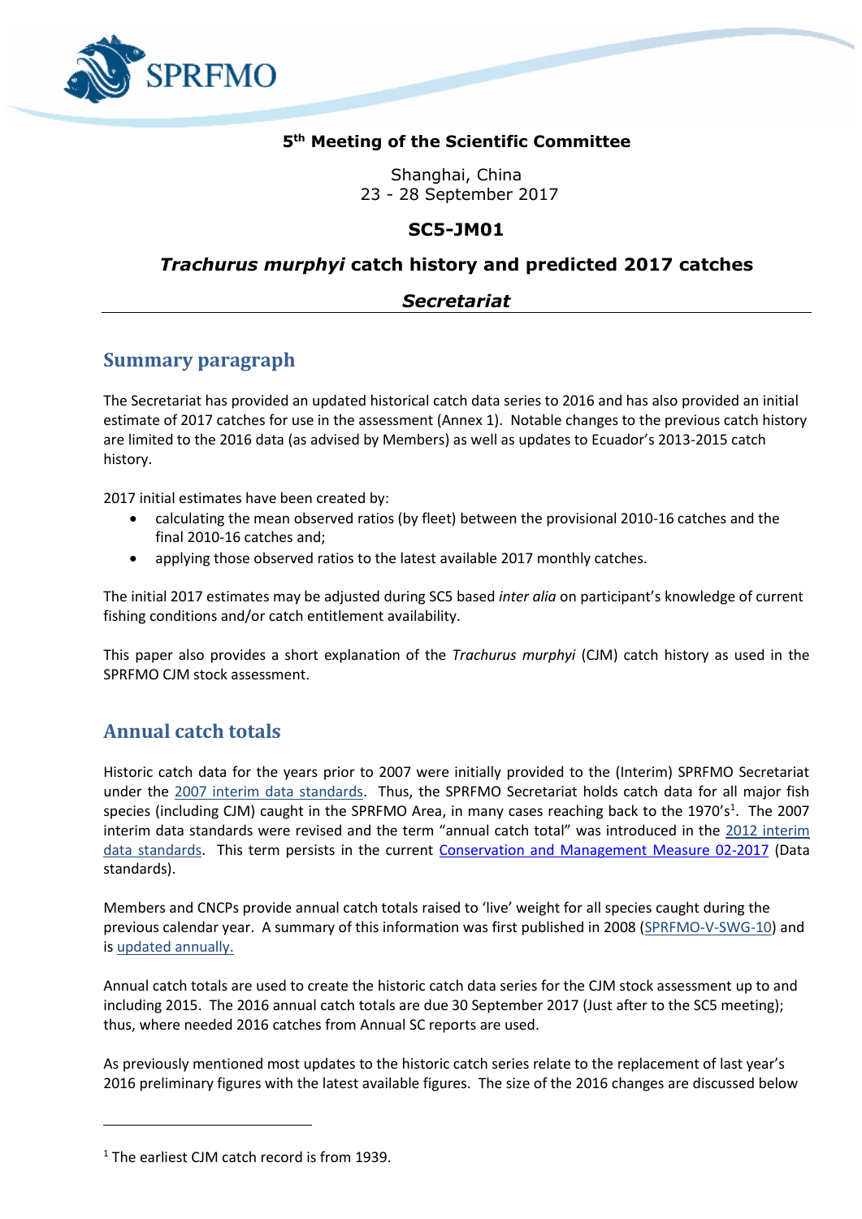SPRFMO

**5th Meeting of the Scientific Committee**

Shanghai, China
23 - 28 September 2017

**SC5-JM01**

***Trachurus murphyi* catch history and predicted 2017 catches**

***Secretariat***

## Summary paragraph

The Secretariat has provided an updated historical catch data series to 2016 and has also provided an initial estimate of 2017 catches for use in the assessment (Annex 1). Notable changes to the previous catch history are limited to the 2016 data (as advised by Members) as well as updates to Ecuador's 2013-2015 catch history.

2017 initial estimates have been created by:

- calculating the mean observed ratios (by fleet) between the provisional 2010-16 catches and the final 2010-16 catches and;
- applying those observed ratios to the latest available 2017 monthly catches.

The initial 2017 estimates may be adjusted during SC5 based *inter alia* on participant's knowledge of current fishing conditions and/or catch entitlement availability.

This paper also provides a short explanation of the *Trachurus murphyi* (CJM) catch history as used in the SPRFMO CJM stock assessment.

## Annual catch totals

Historic catch data for the years prior to 2007 were initially provided to the (Interim) SPRFMO Secretariat under the 2007 interim data standards. Thus, the SPRFMO Secretariat holds catch data for all major fish species (including CJM) caught in the SPRFMO Area, in many cases reaching back to the 1970's[1]. The 2007 interim data standards were revised and the term "annual catch total" was introduced in the 2012 interim data standards. This term persists in the current Conservation and Management Measure 02-2017 (Data standards).

Members and CNCPs provide annual catch totals raised to 'live' weight for all species caught during the previous calendar year. A summary of this information was first published in 2008 (SPRFMO-V-SWG-10) and is updated annually.

Annual catch totals are used to create the historic catch data series for the CJM stock assessment up to and including 2015. The 2016 annual catch totals are due 30 September 2017 (Just after to the SC5 meeting); thus, where needed 2016 catches from Annual SC reports are used.

As previously mentioned most updates to the historic catch series relate to the replacement of last year's 2016 preliminary figures with the latest available figures. The size of the 2016 changes are discussed below

[1] The earliest CJM catch record is from 1939.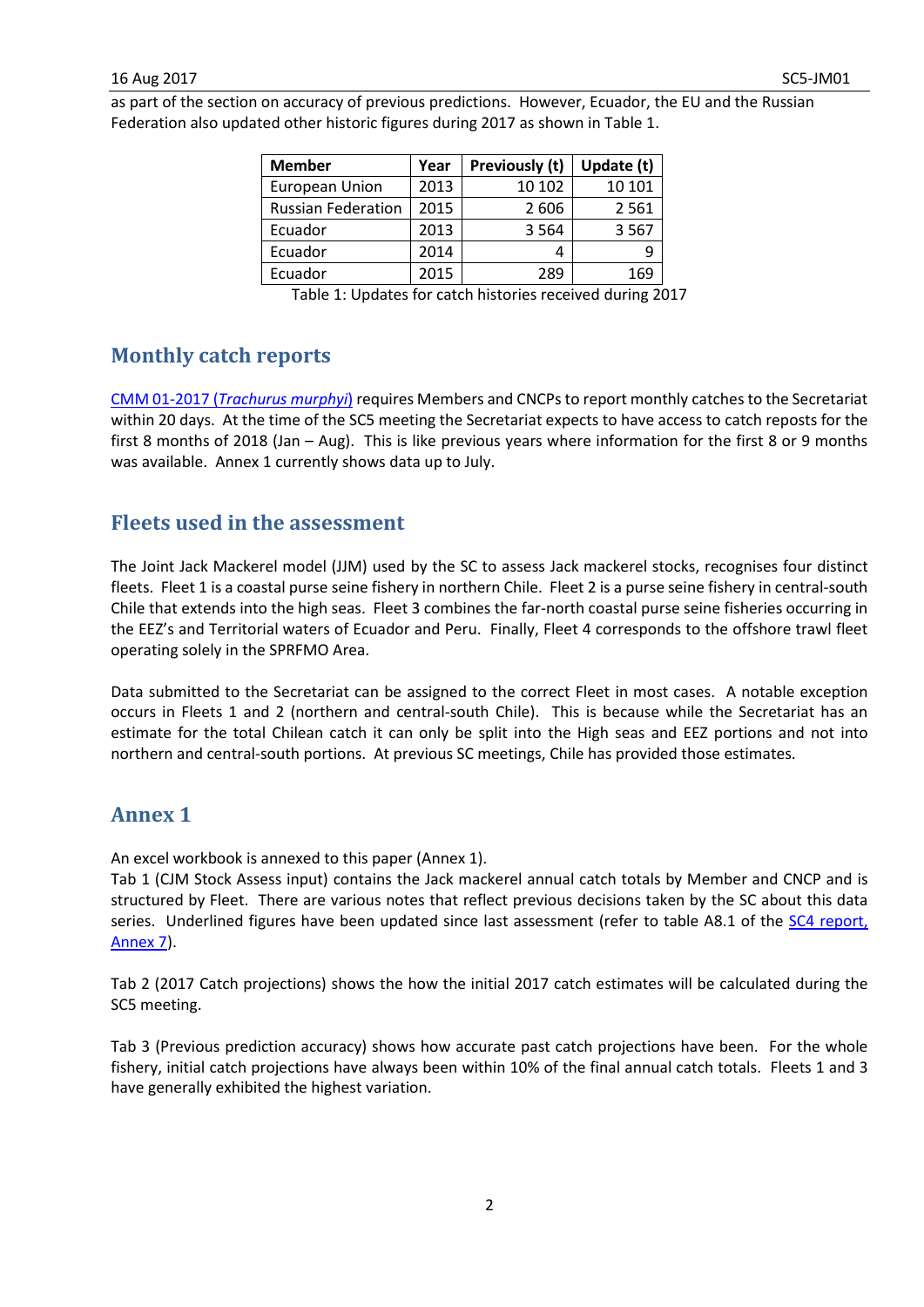as part of the section on accuracy of previous predictions. However, Ecuador, the EU and the Russian Federation also updated other historic figures during 2017 as shown in Table 1.

| Member | Year | Previously (t) | Update (t) |
|---|---|---|---|
| European Union | 2013 | 10 102 | 10 101 |
| Russian Federation | 2015 | 2 606 | 2 561 |
| Ecuador | 2013 | 3 564 | 3 567 |
| Ecuador | 2014 | 4 | 9 |
| Ecuador | 2015 | 289 | 169 |

Table 1: Updates for catch histories received during 2017

## Monthly catch reports

CMM 01-2017 (*Trachurus murphyi*) requires Members and CNCPs to report monthly catches to the Secretariat within 20 days. At the time of the SC5 meeting the Secretariat expects to have access to catch reposts for the first 8 months of 2018 (Jan – Aug). This is like previous years where information for the first 8 or 9 months was available. Annex 1 currently shows data up to July.

## Fleets used in the assessment

The Joint Jack Mackerel model (JJM) used by the SC to assess Jack mackerel stocks, recognises four distinct fleets. Fleet 1 is a coastal purse seine fishery in northern Chile. Fleet 2 is a purse seine fishery in central-south Chile that extends into the high seas. Fleet 3 combines the far-north coastal purse seine fisheries occurring in the EEZ's and Territorial waters of Ecuador and Peru. Finally, Fleet 4 corresponds to the offshore trawl fleet operating solely in the SPRFMO Area.

Data submitted to the Secretariat can be assigned to the correct Fleet in most cases. A notable exception occurs in Fleets 1 and 2 (northern and central-south Chile). This is because while the Secretariat has an estimate for the total Chilean catch it can only be split into the High seas and EEZ portions and not into northern and central-south portions. At previous SC meetings, Chile has provided those estimates.

## Annex 1

An excel workbook is annexed to this paper (Annex 1).
Tab 1 (CJM Stock Assess input) contains the Jack mackerel annual catch totals by Member and CNCP and is structured by Fleet. There are various notes that reflect previous decisions taken by the SC about this data series. Underlined figures have been updated since last assessment (refer to table A8.1 of the SC4 report, Annex 7).

Tab 2 (2017 Catch projections) shows the how the initial 2017 catch estimates will be calculated during the SC5 meeting.

Tab 3 (Previous prediction accuracy) shows how accurate past catch projections have been. For the whole fishery, initial catch projections have always been within 10% of the final annual catch totals. Fleets 1 and 3 have generally exhibited the highest variation.